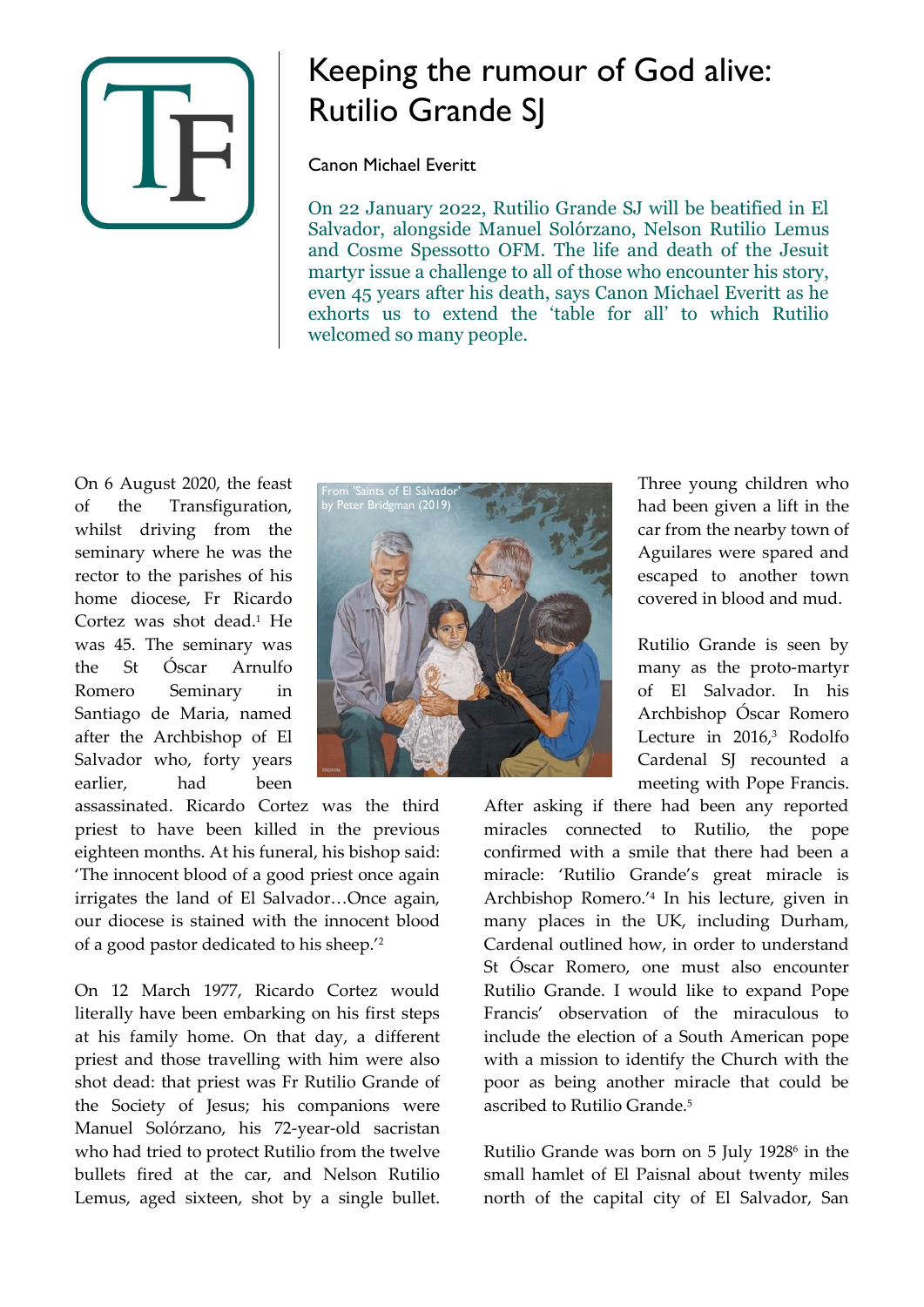# Keeping the rumour of God alive: Rutilio Grande SJ

Canon Michael Everitt

On 22 January 2022, Rutilio Grande SJ will be beatified in El Salvador, alongside Manuel Solórzano, Nelson Rutilio Lemus and Cosme Spessotto OFM. The life and death of the Jesuit martyr issue a challenge to all of those who encounter his story, even 45 years after his death, says Canon Michael Everitt as he exhorts us to extend the 'table for all' to which Rutilio welcomed so many people.

On 6 August 2020, the feast of the Transfiguration, whilst driving from the seminary where he was the rector to the parishes of his home diocese, Fr Ricardo Cortez was shot dead.[1] He was 45. The seminary was the St Óscar Arnulfo Romero Seminary in Santiago de Maria, named after the Archbishop of El Salvador who, forty years earlier, had been assassinated. Ricardo Cortez was the third priest to have been killed in the previous eighteen months. At his funeral, his bishop said: 'The innocent blood of a good priest once again irrigates the land of El Salvador…Once again, our diocese is stained with the innocent blood of a good pastor dedicated to his sheep.'[2]

From 'Saints of El Salvador' by Peter Bridgman (2019)

On 12 March 1977, Ricardo Cortez would literally have been embarking on his first steps at his family home. On that day, a different priest and those travelling with him were also shot dead: that priest was Fr Rutilio Grande of the Society of Jesus; his companions were Manuel Solórzano, his 72-year-old sacristan who had tried to protect Rutilio from the twelve bullets fired at the car, and Nelson Rutilio Lemus, aged sixteen, shot by a single bullet. Three young children who had been given a lift in the car from the nearby town of Aguilares were spared and escaped to another town covered in blood and mud.

Rutilio Grande is seen by many as the proto-martyr of El Salvador. In his Archbishop Óscar Romero Lecture in 2016,[3] Rodolfo Cardenal SJ recounted a meeting with Pope Francis. After asking if there had been any reported miracles connected to Rutilio, the pope confirmed with a smile that there had been a miracle: 'Rutilio Grande's great miracle is Archbishop Romero.'[4] In his lecture, given in many places in the UK, including Durham, Cardenal outlined how, in order to understand St Óscar Romero, one must also encounter Rutilio Grande. I would like to expand Pope Francis' observation of the miraculous to include the election of a South American pope with a mission to identify the Church with the poor as being another miracle that could be ascribed to Rutilio Grande.[5]

Rutilio Grande was born on 5 July 1928[6] in the small hamlet of El Paisnal about twenty miles north of the capital city of El Salvador, San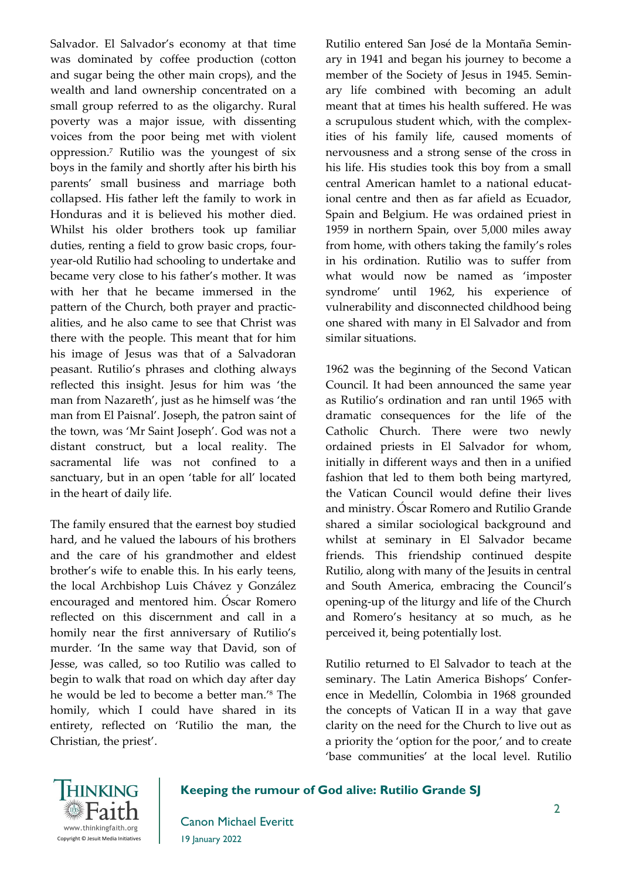Salvador. El Salvador's economy at that time was dominated by coffee production (cotton and sugar being the other main crops), and the wealth and land ownership concentrated on a small group referred to as the oligarchy. Rural poverty was a major issue, with dissenting voices from the poor being met with violent oppression.[7] Rutilio was the youngest of six boys in the family and shortly after his birth his parents' small business and marriage both collapsed. His father left the family to work in Honduras and it is believed his mother died. Whilst his older brothers took up familiar duties, renting a field to grow basic crops, four-year-old Rutilio had schooling to undertake and became very close to his father's mother. It was with her that he became immersed in the pattern of the Church, both prayer and practicalities, and he also came to see that Christ was there with the people. This meant that for him his image of Jesus was that of a Salvadoran peasant. Rutilio's phrases and clothing always reflected this insight. Jesus for him was 'the man from Nazareth', just as he himself was 'the man from El Paisnal'. Joseph, the patron saint of the town, was 'Mr Saint Joseph'. God was not a distant construct, but a local reality. The sacramental life was not confined to a sanctuary, but in an open 'table for all' located in the heart of daily life.

The family ensured that the earnest boy studied hard, and he valued the labours of his brothers and the care of his grandmother and eldest brother's wife to enable this. In his early teens, the local Archbishop Luis Chávez y González encouraged and mentored him. Óscar Romero reflected on this discernment and call in a homily near the first anniversary of Rutilio's murder. 'In the same way that David, son of Jesse, was called, so too Rutilio was called to begin to walk that road on which day after day he would be led to become a better man.'[8] The homily, which I could have shared in its entirety, reflected on 'Rutilio the man, the Christian, the priest'.

Rutilio entered San José de la Montaña Seminary in 1941 and began his journey to become a member of the Society of Jesus in 1945. Seminary life combined with becoming an adult meant that at times his health suffered. He was a scrupulous student which, with the complexities of his family life, caused moments of nervousness and a strong sense of the cross in his life. His studies took this boy from a small central American hamlet to a national educational centre and then as far afield as Ecuador, Spain and Belgium. He was ordained priest in 1959 in northern Spain, over 5,000 miles away from home, with others taking the family's roles in his ordination. Rutilio was to suffer from what would now be named as 'imposter syndrome' until 1962, his experience of vulnerability and disconnected childhood being one shared with many in El Salvador and from similar situations.

1962 was the beginning of the Second Vatican Council. It had been announced the same year as Rutilio's ordination and ran until 1965 with dramatic consequences for the life of the Catholic Church. There were two newly ordained priests in El Salvador for whom, initially in different ways and then in a unified fashion that led to them both being martyred, the Vatican Council would define their lives and ministry. Óscar Romero and Rutilio Grande shared a similar sociological background and whilst at seminary in El Salvador became friends. This friendship continued despite Rutilio, along with many of the Jesuits in central and South America, embracing the Council's opening-up of the liturgy and life of the Church and Romero's hesitancy at so much, as he perceived it, being potentially lost.

Rutilio returned to El Salvador to teach at the seminary. The Latin America Bishops' Conference in Medellín, Colombia in 1968 grounded the concepts of Vatican II in a way that gave clarity on the need for the Church to live out as a priority the 'option for the poor,' and to create 'base communities' at the local level. Rutilio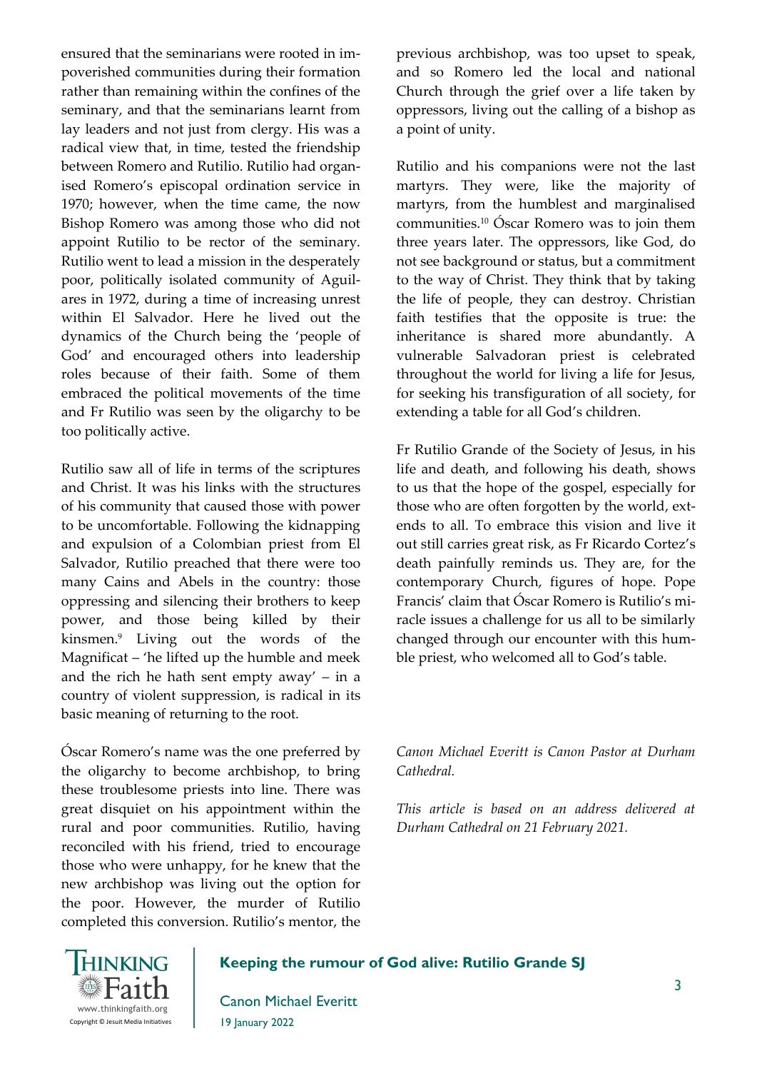ensured that the seminarians were rooted in impoverished communities during their formation rather than remaining within the confines of the seminary, and that the seminarians learnt from lay leaders and not just from clergy. His was a radical view that, in time, tested the friendship between Romero and Rutilio. Rutilio had organised Romero's episcopal ordination service in 1970; however, when the time came, the now Bishop Romero was among those who did not appoint Rutilio to be rector of the seminary. Rutilio went to lead a mission in the desperately poor, politically isolated community of Aguilares in 1972, during a time of increasing unrest within El Salvador. Here he lived out the dynamics of the Church being the 'people of God' and encouraged others into leadership roles because of their faith. Some of them embraced the political movements of the time and Fr Rutilio was seen by the oligarchy to be too politically active.

Rutilio saw all of life in terms of the scriptures and Christ. It was his links with the structures of his community that caused those with power to be uncomfortable. Following the kidnapping and expulsion of a Colombian priest from El Salvador, Rutilio preached that there were too many Cains and Abels in the country: those oppressing and silencing their brothers to keep power, and those being killed by their kinsmen.[9] Living out the words of the Magnificat – 'he lifted up the humble and meek and the rich he hath sent empty away' – in a country of violent suppression, is radical in its basic meaning of returning to the root.

Óscar Romero's name was the one preferred by the oligarchy to become archbishop, to bring these troublesome priests into line. There was great disquiet on his appointment within the rural and poor communities. Rutilio, having reconciled with his friend, tried to encourage those who were unhappy, for he knew that the new archbishop was living out the option for the poor. However, the murder of Rutilio completed this conversion. Rutilio's mentor, the previous archbishop, was too upset to speak, and so Romero led the local and national Church through the grief over a life taken by oppressors, living out the calling of a bishop as a point of unity.

Rutilio and his companions were not the last martyrs. They were, like the majority of martyrs, from the humblest and marginalised communities.[10] Óscar Romero was to join them three years later. The oppressors, like God, do not see background or status, but a commitment to the way of Christ. They think that by taking the life of people, they can destroy. Christian faith testifies that the opposite is true: the inheritance is shared more abundantly. A vulnerable Salvadoran priest is celebrated throughout the world for living a life for Jesus, for seeking his transfiguration of all society, for extending a table for all God's children.

Fr Rutilio Grande of the Society of Jesus, in his life and death, and following his death, shows to us that the hope of the gospel, especially for those who are often forgotten by the world, extends to all. To embrace this vision and live it out still carries great risk, as Fr Ricardo Cortez's death painfully reminds us. They are, for the contemporary Church, figures of hope. Pope Francis' claim that Óscar Romero is Rutilio's miracle issues a challenge for us all to be similarly changed through our encounter with this humble priest, who welcomed all to God's table.

*Canon Michael Everitt is Canon Pastor at Durham Cathedral.*

*This article is based on an address delivered at Durham Cathedral on 21 February 2021.*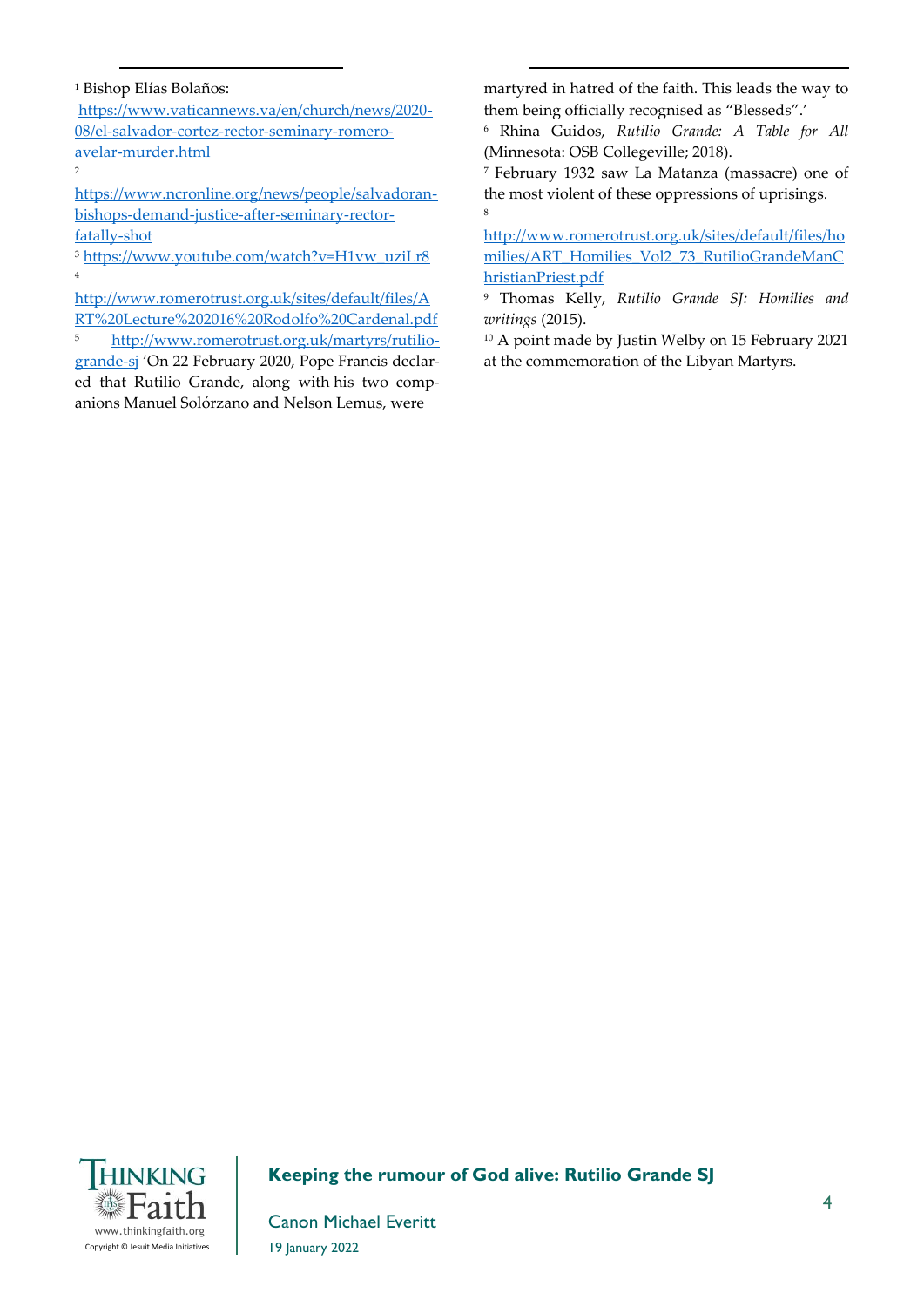[1] Bishop Elías Bolaños: https://www.vaticannews.va/en/church/news/2020-08/el-salvador-cortez-rector-seminary-romero-avelar-murder.html

[2] https://www.ncronline.org/news/people/salvadoran-bishops-demand-justice-after-seminary-rector-fatally-shot

[3] https://www.youtube.com/watch?v=H1vw_uziLr8

[4] http://www.romerotrust.org.uk/sites/default/files/ART%20Lecture%202016%20Rodolfo%20Cardenal.pdf

[5] http://www.romerotrust.org.uk/martyrs/rutilio-grande-sj 'On 22 February 2020, Pope Francis declared that Rutilio Grande, along with his two companions Manuel Solórzano and Nelson Lemus, were martyred in hatred of the faith. This leads the way to them being officially recognised as "Blesseds".'

[6] Rhina Guidos, *Rutilio Grande: A Table for All* (Minnesota: OSB Collegeville; 2018).

[7] February 1932 saw La Matanza (massacre) one of the most violent of these oppressions of uprisings.

[8] http://www.romerotrust.org.uk/sites/default/files/homilies/ART_Homilies_Vol2_73_RutilioGrandeManChristianPriest.pdf

[9] Thomas Kelly, *Rutilio Grande SJ: Homilies and writings* (2015).

[10] A point made by Justin Welby on 15 February 2021 at the commemoration of the Libyan Martyrs.